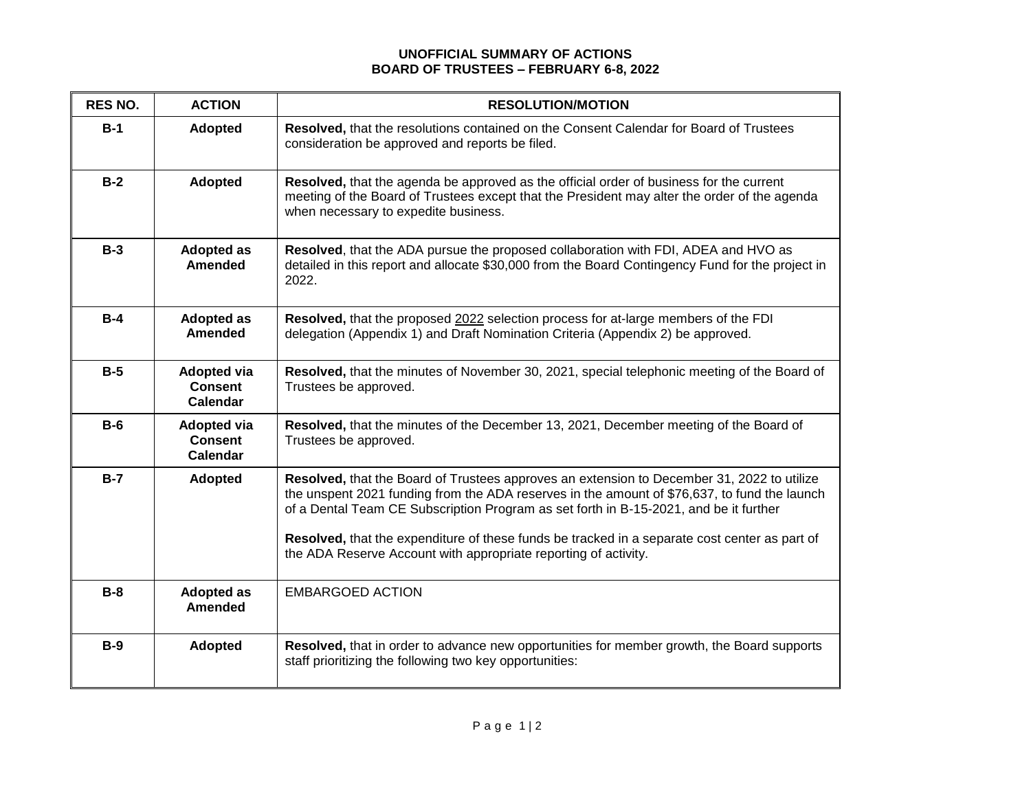**UNOFFICIAL SUMMARY OF ACTIONS**
**BOARD OF TRUSTEES – FEBRUARY 6-8, 2022**

| RES NO. | ACTION | RESOLUTION/MOTION |
|---|---|---|
| **B-1** | **Adopted** | **Resolved,** that the resolutions contained on the Consent Calendar for Board of Trustees consideration be approved and reports be filed. |
| **B-2** | **Adopted** | **Resolved,** that the agenda be approved as the official order of business for the current meeting of the Board of Trustees except that the President may alter the order of the agenda when necessary to expedite business. |
| **B-3** | **Adopted as Amended** | **Resolved**, that the ADA pursue the proposed collaboration with FDI, ADEA and HVO as detailed in this report and allocate $30,000 from the Board Contingency Fund for the project in 2022. |
| **B-4** | **Adopted as Amended** | **Resolved,** that the proposed <u>2022</u> selection process for at-large members of the FDI delegation (Appendix 1) and Draft Nomination Criteria (Appendix 2) be approved. |
| **B-5** | **Adopted via Consent Calendar** | **Resolved,** that the minutes of November 30, 2021, special telephonic meeting of the Board of Trustees be approved. |
| **B-6** | **Adopted via Consent Calendar** | **Resolved,** that the minutes of the December 13, 2021, December meeting of the Board of Trustees be approved. |
| **B-7** | **Adopted** | **Resolved,** that the Board of Trustees approves an extension to December 31, 2022 to utilize the unspent 2021 funding from the ADA reserves in the amount of $76,637, to fund the launch of a Dental Team CE Subscription Program as set forth in B-15-2021, and be it further<br><br>**Resolved,** that the expenditure of these funds be tracked in a separate cost center as part of the ADA Reserve Account with appropriate reporting of activity. |
| **B-8** | **Adopted as Amended** | EMBARGOED ACTION |
| **B-9** | **Adopted** | **Resolved,** that in order to advance new opportunities for member growth, the Board supports staff prioritizing the following two key opportunities: |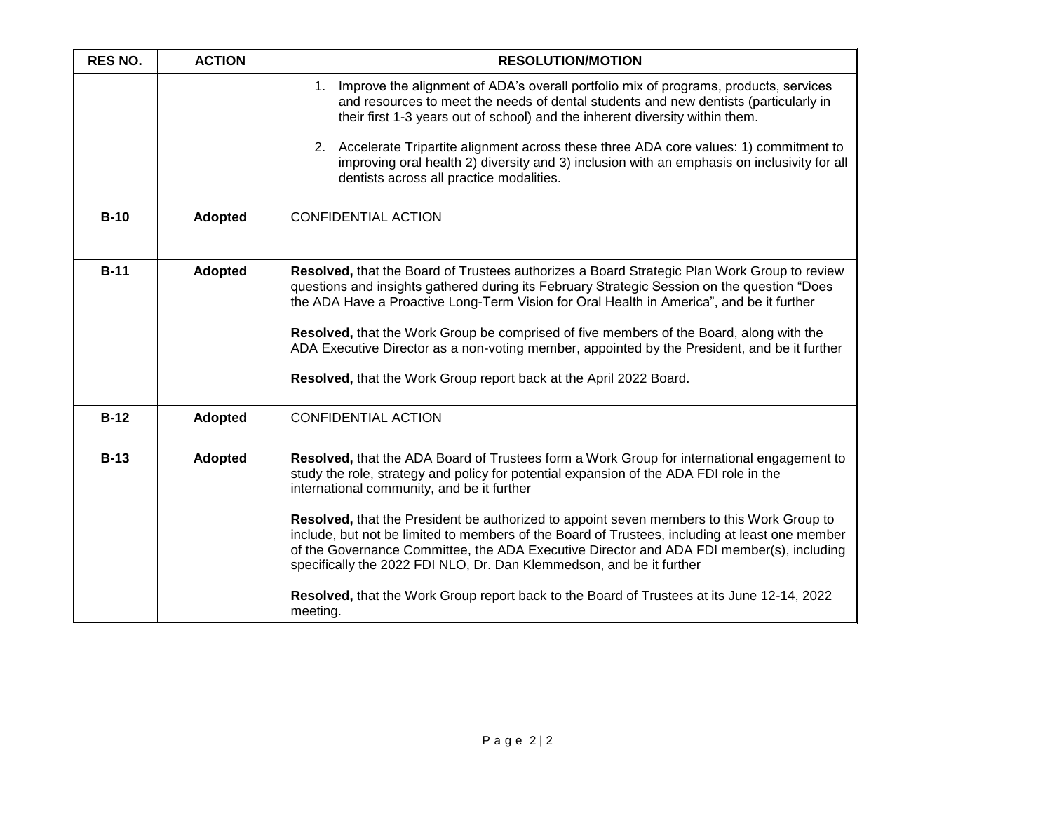| RES NO. | ACTION | RESOLUTION/MOTION |
| --- | --- | --- |
| | | 1. Improve the alignment of ADA's overall portfolio mix of programs, products, services and resources to meet the needs of dental students and new dentists (particularly in their first 1-3 years out of school) and the inherent diversity within them.<br><br>2. Accelerate Tripartite alignment across these three ADA core values: 1) commitment to improving oral health 2) diversity and 3) inclusion with an emphasis on inclusivity for all dentists across all practice modalities. |
| **B-10** | **Adopted** | CONFIDENTIAL ACTION |
| **B-11** | **Adopted** | **Resolved,** that the Board of Trustees authorizes a Board Strategic Plan Work Group to review questions and insights gathered during its February Strategic Session on the question "Does the ADA Have a Proactive Long-Term Vision for Oral Health in America", and be it further<br><br>**Resolved,** that the Work Group be comprised of five members of the Board, along with the ADA Executive Director as a non-voting member, appointed by the President, and be it further<br><br>**Resolved,** that the Work Group report back at the April 2022 Board. |
| **B-12** | **Adopted** | CONFIDENTIAL ACTION |
| **B-13** | **Adopted** | **Resolved,** that the ADA Board of Trustees form a Work Group for international engagement to study the role, strategy and policy for potential expansion of the ADA FDI role in the international community, and be it further<br><br>**Resolved,** that the President be authorized to appoint seven members to this Work Group to include, but not be limited to members of the Board of Trustees, including at least one member of the Governance Committee, the ADA Executive Director and ADA FDI member(s), including specifically the 2022 FDI NLO, Dr. Dan Klemmedson, and be it further<br><br>**Resolved,** that the Work Group report back to the Board of Trustees at its June 12-14, 2022 meeting. |